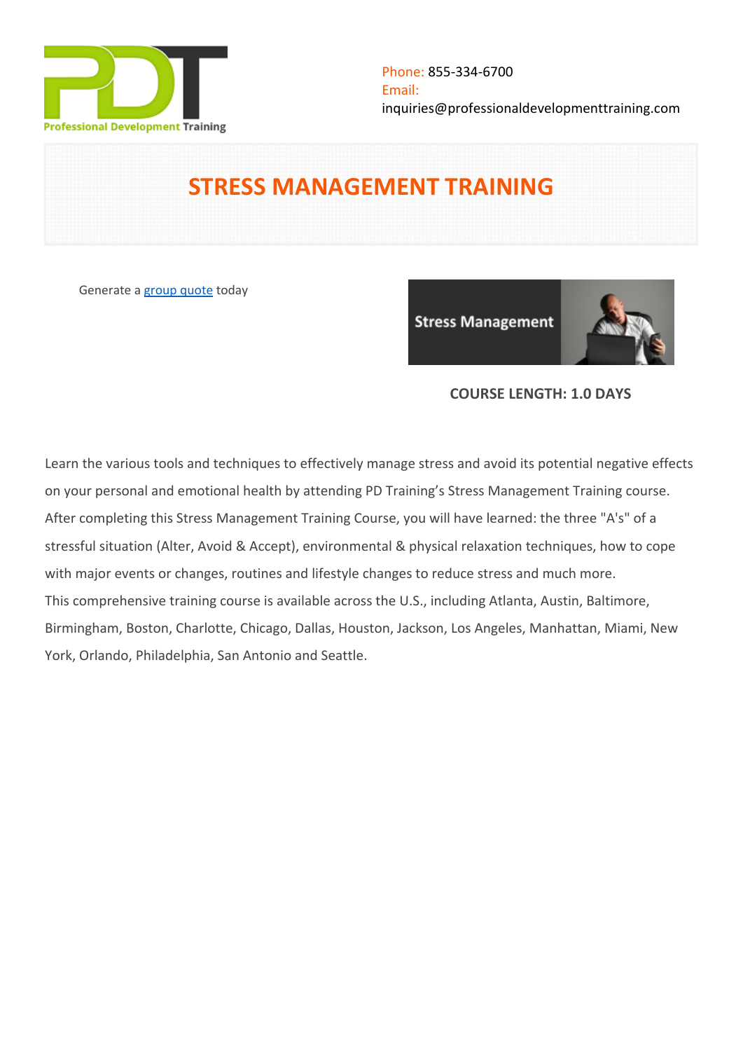Phone: 855-334-6700
Email:
inquiries@professionaldevelopmenttraining.com

# STRESS MANAGEMENT TRAINING

Generate a group quote today

**COURSE LENGTH: 1.0 DAYS**

Learn the various tools and techniques to effectively manage stress and avoid its potential negative effects on your personal and emotional health by attending PD Training's Stress Management Training course. After completing this Stress Management Training Course, you will have learned: the three "A's" of a stressful situation (Alter, Avoid & Accept), environmental & physical relaxation techniques, how to cope with major events or changes, routines and lifestyle changes to reduce stress and much more.
This comprehensive training course is available across the U.S., including Atlanta, Austin, Baltimore, Birmingham, Boston, Charlotte, Chicago, Dallas, Houston, Jackson, Los Angeles, Manhattan, Miami, New York, Orlando, Philadelphia, San Antonio and Seattle.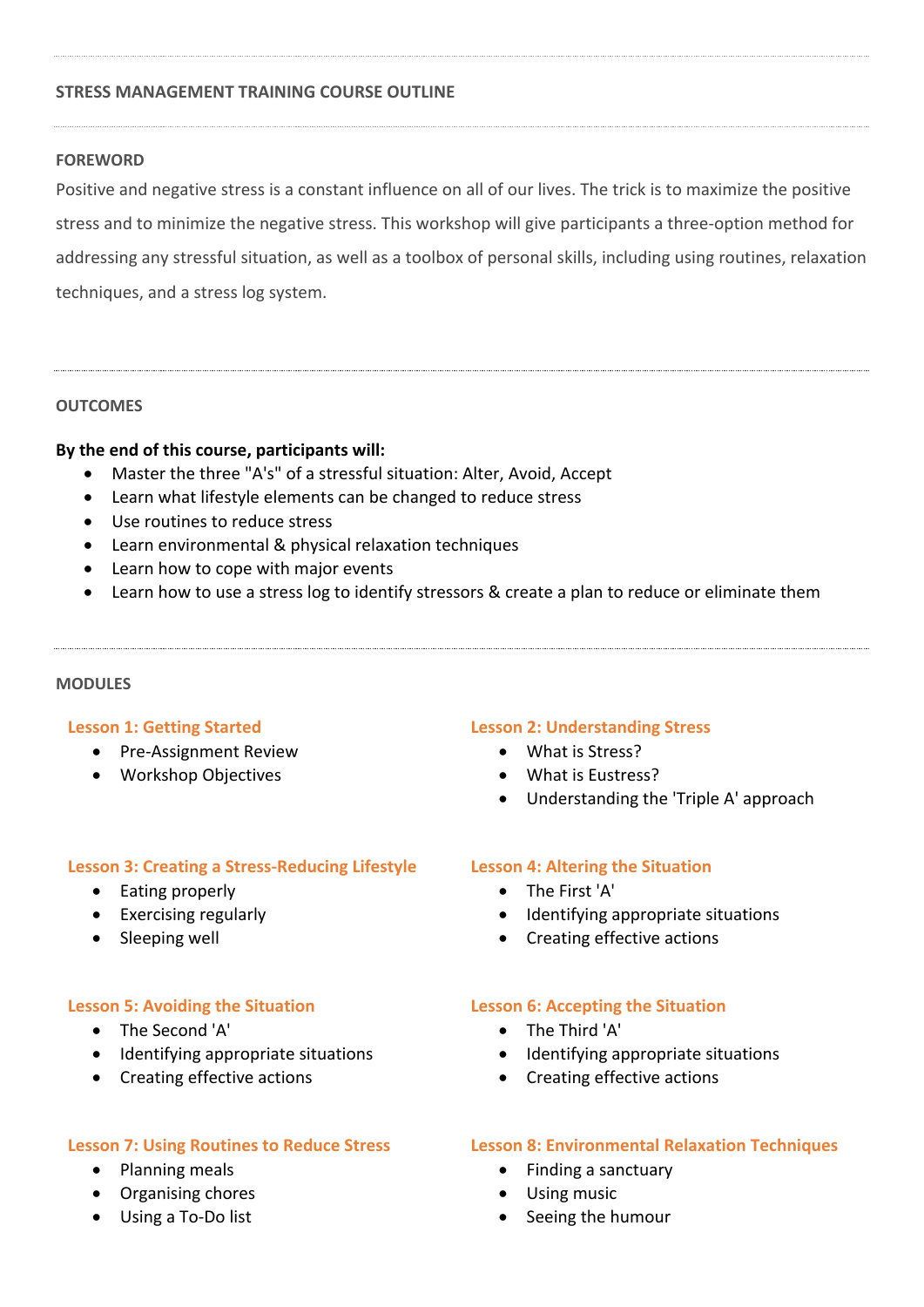## STRESS MANAGEMENT TRAINING COURSE OUTLINE

---

### FOREWORD

Positive and negative stress is a constant influence on all of our lives. The trick is to maximize the positive stress and to minimize the negative stress. This workshop will give participants a three-option method for addressing any stressful situation, as well as a toolbox of personal skills, including using routines, relaxation techniques, and a stress log system.

---

### OUTCOMES

**By the end of this course, participants will:**

- Master the three "A's" of a stressful situation: Alter, Avoid, Accept
- Learn what lifestyle elements can be changed to reduce stress
- Use routines to reduce stress
- Learn environmental & physical relaxation techniques
- Learn how to cope with major events
- Learn how to use a stress log to identify stressors & create a plan to reduce or eliminate them

---

### MODULES

#### Lesson 1: Getting Started

- Pre-Assignment Review
- Workshop Objectives

#### Lesson 2: Understanding Stress

- What is Stress?
- What is Eustress?
- Understanding the 'Triple A' approach

#### Lesson 3: Creating a Stress-Reducing Lifestyle

- Eating properly
- Exercising regularly
- Sleeping well

#### Lesson 4: Altering the Situation

- The First 'A'
- Identifying appropriate situations
- Creating effective actions

#### Lesson 5: Avoiding the Situation

- The Second 'A'
- Identifying appropriate situations
- Creating effective actions

#### Lesson 6: Accepting the Situation

- The Third 'A'
- Identifying appropriate situations
- Creating effective actions

#### Lesson 7: Using Routines to Reduce Stress

- Planning meals
- Organising chores
- Using a To-Do list

#### Lesson 8: Environmental Relaxation Techniques

- Finding a sanctuary
- Using music
- Seeing the humour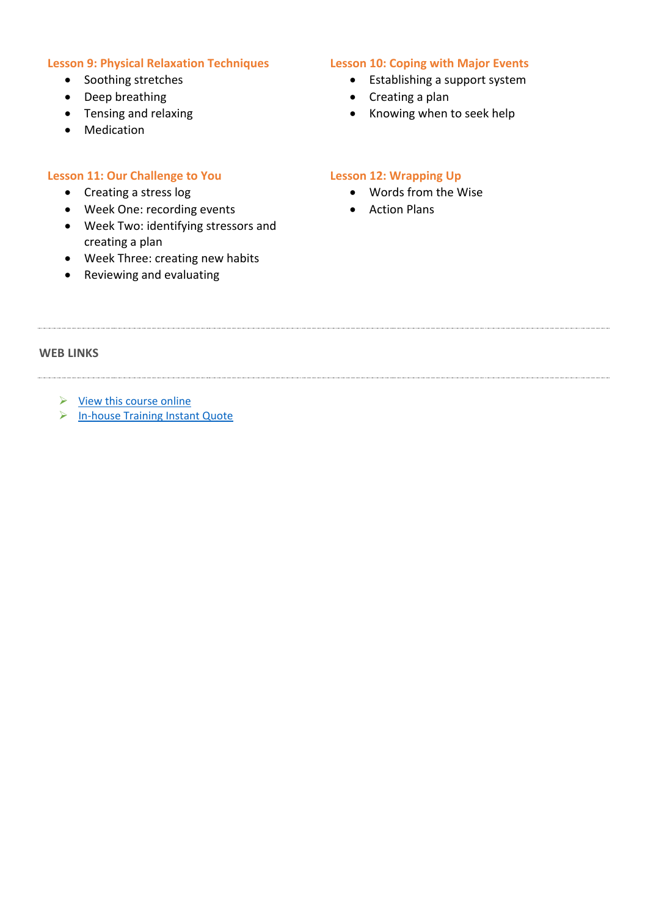### Lesson 9: Physical Relaxation Techniques

- Soothing stretches
- Deep breathing
- Tensing and relaxing
- Medication

### Lesson 10: Coping with Major Events

- Establishing a support system
- Creating a plan
- Knowing when to seek help

### Lesson 11: Our Challenge to You

- Creating a stress log
- Week One: recording events
- Week Two: identifying stressors and creating a plan
- Week Three: creating new habits
- Reviewing and evaluating

### Lesson 12: Wrapping Up

- Words from the Wise
- Action Plans

---

## WEB LINKS

---

- View this course online
- In-house Training Instant Quote